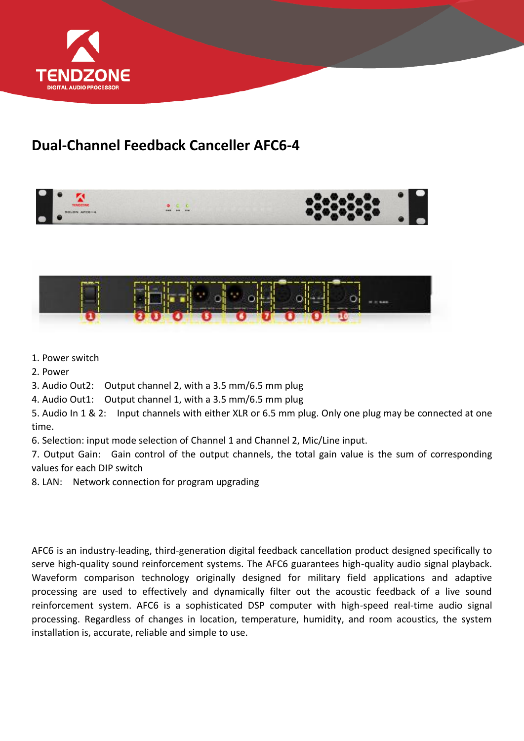TENDZONE

DIGITAL AUDIO PROCESSOR

## Dual-Channel Feedback Canceller AFC6-4

1. Power switch
2. Power
3. Audio Out2: Output channel 2, with a 3.5 mm/6.5 mm plug
4. Audio Out1: Output channel 1, with a 3.5 mm/6.5 mm plug
5. Audio In 1 & 2: Input channels with either XLR or 6.5 mm plug. Only one plug may be connected at one time.
6. Selection: input mode selection of Channel 1 and Channel 2, Mic/Line input.
7. Output Gain: Gain control of the output channels, the total gain value is the sum of corresponding values for each DIP switch
8. LAN: Network connection for program upgrading

AFC6 is an industry-leading, third-generation digital feedback cancellation product designed specifically to serve high-quality sound reinforcement systems. The AFC6 guarantees high-quality audio signal playback. Waveform comparison technology originally designed for military field applications and adaptive processing are used to effectively and dynamically filter out the acoustic feedback of a live sound reinforcement system. AFC6 is a sophisticated DSP computer with high-speed real-time audio signal processing. Regardless of changes in location, temperature, humidity, and room acoustics, the system installation is, accurate, reliable and simple to use.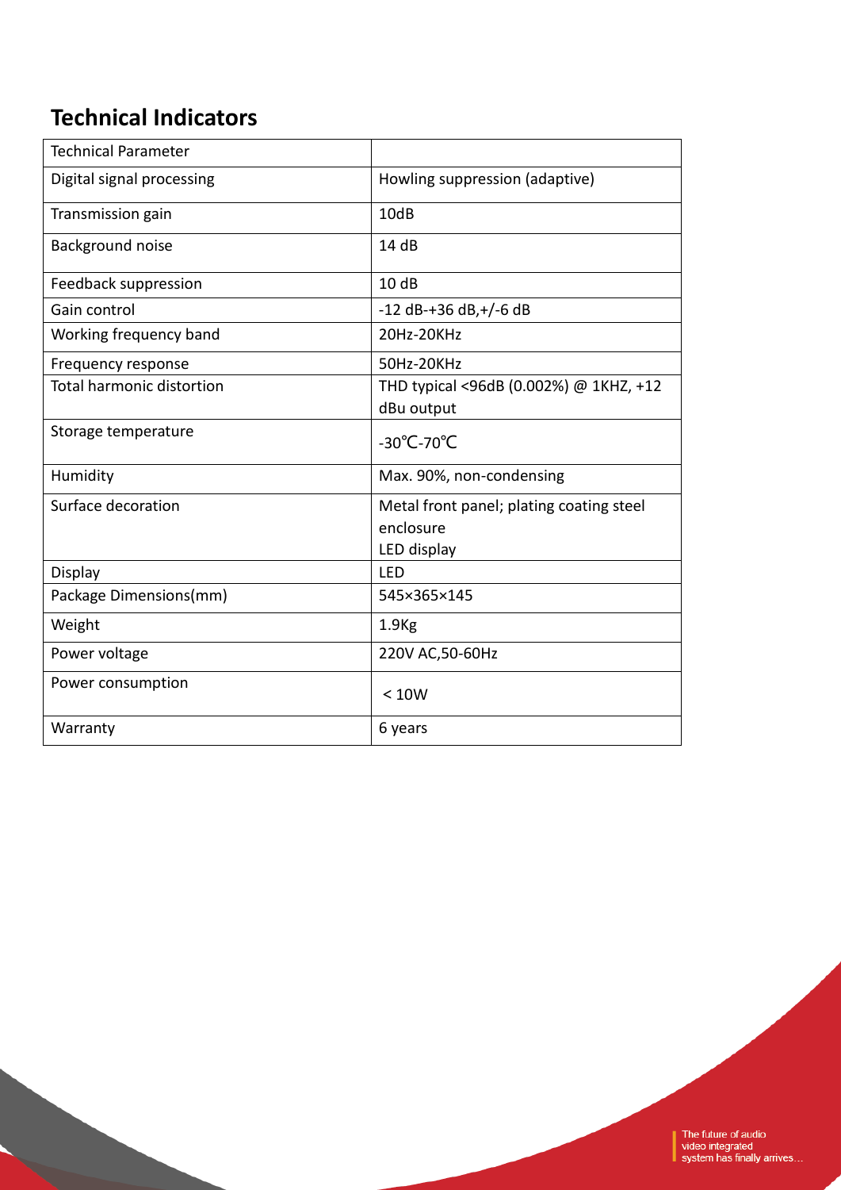## Technical Indicators

| Technical Parameter | |
|---|---|
| Digital signal processing | Howling suppression (adaptive) |
| Transmission gain | 10dB |
| Background noise | 14 dB |
| Feedback suppression | 10 dB |
| Gain control | -12 dB-+36 dB,+/-6 dB |
| Working frequency band | 20Hz-20KHz |
| Frequency response | 50Hz-20KHz |
| Total harmonic distortion | THD typical <96dB (0.002%) @ 1KHZ, +12 dBu output |
| Storage temperature | -30℃-70℃ |
| Humidity | Max. 90%, non-condensing |
| Surface decoration | Metal front panel; plating coating steel enclosure<br>LED display |
| Display | LED |
| Package Dimensions(mm) | 545×365×145 |
| Weight | 1.9Kg |
| Power voltage | 220V AC,50-60Hz |
| Power consumption | ＜10W |
| Warranty | 6 years |

The future of audio video integrated system has finally arrives…